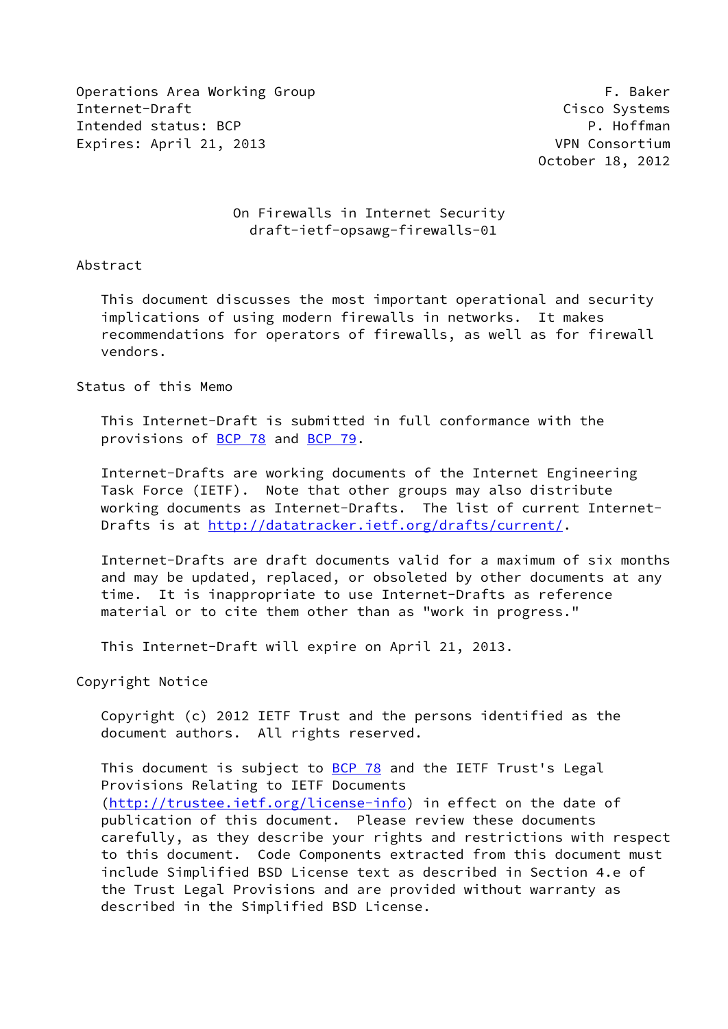Operations Area Working Group — F. Baker
Internet-Draft — Cisco Systems
Intended status: BCP — P. Hoffman
Expires: April 21, 2013 — VPN Consortium
October 18, 2012

# On Firewalls in Internet Security
## draft-ietf-opsawg-firewalls-01

## Abstract

This document discusses the most important operational and security implications of using modern firewalls in networks. It makes recommendations for operators of firewalls, as well as for firewall vendors.

## Status of this Memo

This Internet-Draft is submitted in full conformance with the provisions of BCP 78 and BCP 79.

Internet-Drafts are working documents of the Internet Engineering Task Force (IETF). Note that other groups may also distribute working documents as Internet-Drafts. The list of current Internet-Drafts is at http://datatracker.ietf.org/drafts/current/.

Internet-Drafts are draft documents valid for a maximum of six months and may be updated, replaced, or obsoleted by other documents at any time. It is inappropriate to use Internet-Drafts as reference material or to cite them other than as "work in progress."

This Internet-Draft will expire on April 21, 2013.

## Copyright Notice

Copyright (c) 2012 IETF Trust and the persons identified as the document authors. All rights reserved.

This document is subject to BCP 78 and the IETF Trust's Legal Provisions Relating to IETF Documents (http://trustee.ietf.org/license-info) in effect on the date of publication of this document. Please review these documents carefully, as they describe your rights and restrictions with respect to this document. Code Components extracted from this document must include Simplified BSD License text as described in Section 4.e of the Trust Legal Provisions and are provided without warranty as described in the Simplified BSD License.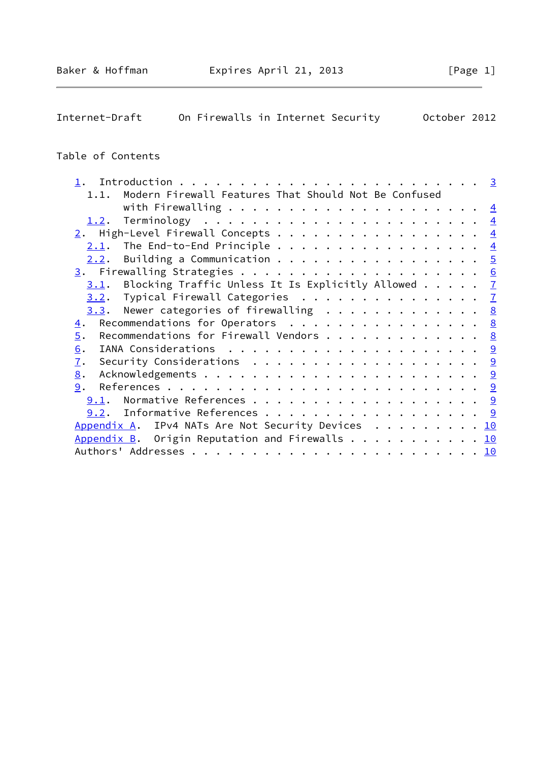Table of Contents

1. Introduction . . . . . . . . . . . . . . . . . . . . . . . . . 3
   1.1. Modern Firewall Features That Should Not Be Confused with Firewalling . . . . . . . . . . . . . . . . . . . . 4
   1.2. Terminology . . . . . . . . . . . . . . . . . . . . . . . 4
2. High-Level Firewall Concepts . . . . . . . . . . . . . . . . . 4
   2.1. The End-to-End Principle . . . . . . . . . . . . . . . . 4
   2.2. Building a Communication . . . . . . . . . . . . . . . . 5
3. Firewalling Strategies . . . . . . . . . . . . . . . . . . . . 6
   3.1. Blocking Traffic Unless It Is Explicitly Allowed . . . . . 7
   3.2. Typical Firewall Categories . . . . . . . . . . . . . . . 7
   3.3. Newer categories of firewalling . . . . . . . . . . . . . 8
4. Recommendations for Operators . . . . . . . . . . . . . . . . 8
5. Recommendations for Firewall Vendors . . . . . . . . . . . . . 8
6. IANA Considerations . . . . . . . . . . . . . . . . . . . . . 9
7. Security Considerations . . . . . . . . . . . . . . . . . . . 9
8. Acknowledgements . . . . . . . . . . . . . . . . . . . . . . . 9
9. References . . . . . . . . . . . . . . . . . . . . . . . . . . 9
   9.1. Normative References . . . . . . . . . . . . . . . . . . 9
   9.2. Informative References . . . . . . . . . . . . . . . . . 9
Appendix A. IPv4 NATs Are Not Security Devices . . . . . . . . . 10
Appendix B. Origin Reputation and Firewalls . . . . . . . . . . . 10
Authors' Addresses . . . . . . . . . . . . . . . . . . . . . . . . 10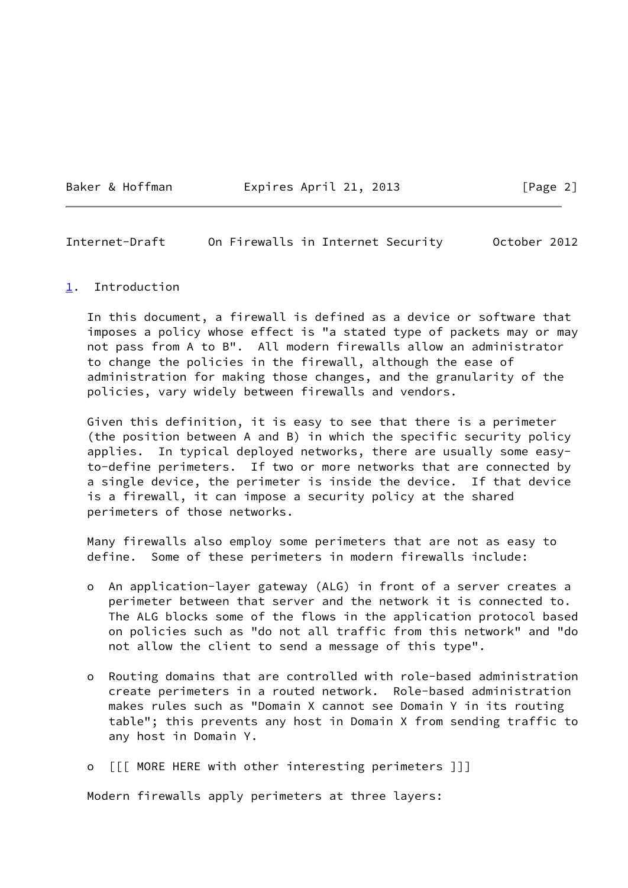## 1. Introduction

In this document, a firewall is defined as a device or software that imposes a policy whose effect is "a stated type of packets may or may not pass from A to B". All modern firewalls allow an administrator to change the policies in the firewall, although the ease of administration for making those changes, and the granularity of the policies, vary widely between firewalls and vendors.

Given this definition, it is easy to see that there is a perimeter (the position between A and B) in which the specific security policy applies. In typical deployed networks, there are usually some easy-to-define perimeters. If two or more networks that are connected by a single device, the perimeter is inside the device. If that device is a firewall, it can impose a security policy at the shared perimeters of those networks.

Many firewalls also employ some perimeters that are not as easy to define. Some of these perimeters in modern firewalls include:

- An application-layer gateway (ALG) in front of a server creates a perimeter between that server and the network it is connected to. The ALG blocks some of the flows in the application protocol based on policies such as "do not all traffic from this network" and "do not allow the client to send a message of this type".

- Routing domains that are controlled with role-based administration create perimeters in a routed network. Role-based administration makes rules such as "Domain X cannot see Domain Y in its routing table"; this prevents any host in Domain X from sending traffic to any host in Domain Y.

- [[[ MORE HERE with other interesting perimeters ]]]

Modern firewalls apply perimeters at three layers: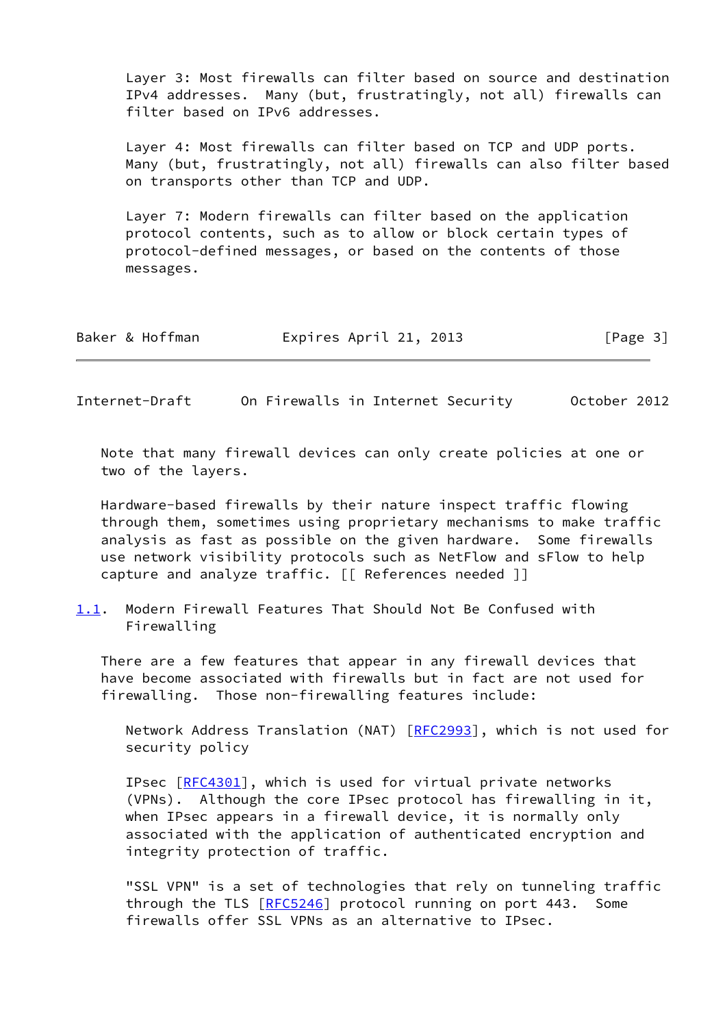Layer 3: Most firewalls can filter based on source and destination IPv4 addresses. Many (but, frustratingly, not all) firewalls can filter based on IPv6 addresses.

Layer 4: Most firewalls can filter based on TCP and UDP ports. Many (but, frustratingly, not all) firewalls can also filter based on transports other than TCP and UDP.

Layer 7: Modern firewalls can filter based on the application protocol contents, such as to allow or block certain types of protocol-defined messages, or based on the contents of those messages.

Note that many firewall devices can only create policies at one or two of the layers.

Hardware-based firewalls by their nature inspect traffic flowing through them, sometimes using proprietary mechanisms to make traffic analysis as fast as possible on the given hardware. Some firewalls use network visibility protocols such as NetFlow and sFlow to help capture and analyze traffic. [[ References needed ]]

### 1.1. Modern Firewall Features That Should Not Be Confused with Firewalling

There are a few features that appear in any firewall devices that have become associated with firewalls but in fact are not used for firewalling. Those non-firewalling features include:

Network Address Translation (NAT) [RFC2993], which is not used for security policy

IPsec [RFC4301], which is used for virtual private networks (VPNs). Although the core IPsec protocol has firewalling in it, when IPsec appears in a firewall device, it is normally only associated with the application of authenticated encryption and integrity protection of traffic.

"SSL VPN" is a set of technologies that rely on tunneling traffic through the TLS [RFC5246] protocol running on port 443. Some firewalls offer SSL VPNs as an alternative to IPsec.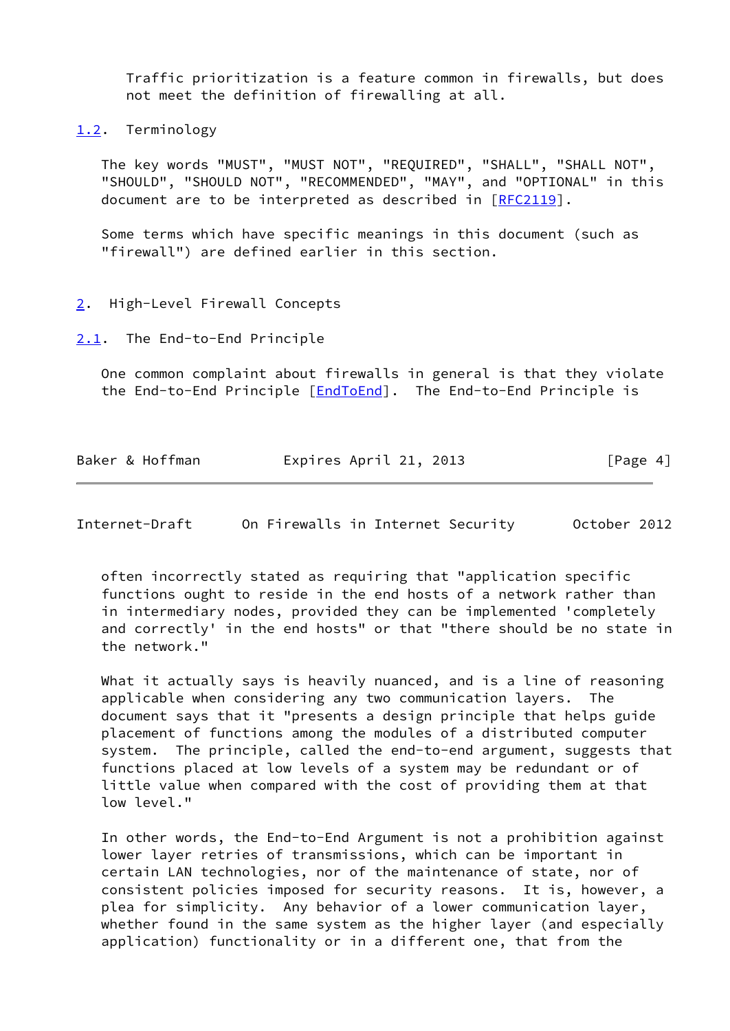Traffic prioritization is a feature common in firewalls, but does not meet the definition of firewalling at all.

### 1.2. Terminology

The key words "MUST", "MUST NOT", "REQUIRED", "SHALL", "SHALL NOT", "SHOULD", "SHOULD NOT", "RECOMMENDED", "MAY", and "OPTIONAL" in this document are to be interpreted as described in [RFC2119].

Some terms which have specific meanings in this document (such as "firewall") are defined earlier in this section.

## 2. High-Level Firewall Concepts

### 2.1. The End-to-End Principle

One common complaint about firewalls in general is that they violate the End-to-End Principle [EndToEnd]. The End-to-End Principle is often incorrectly stated as requiring that "application specific functions ought to reside in the end hosts of a network rather than in intermediary nodes, provided they can be implemented 'completely and correctly' in the end hosts" or that "there should be no state in the network."

What it actually says is heavily nuanced, and is a line of reasoning applicable when considering any two communication layers. The document says that it "presents a design principle that helps guide placement of functions among the modules of a distributed computer system. The principle, called the end-to-end argument, suggests that functions placed at low levels of a system may be redundant or of little value when compared with the cost of providing them at that low level."

In other words, the End-to-End Argument is not a prohibition against lower layer retries of transmissions, which can be important in certain LAN technologies, nor of the maintenance of state, nor of consistent policies imposed for security reasons. It is, however, a plea for simplicity. Any behavior of a lower communication layer, whether found in the same system as the higher layer (and especially application) functionality or in a different one, that from the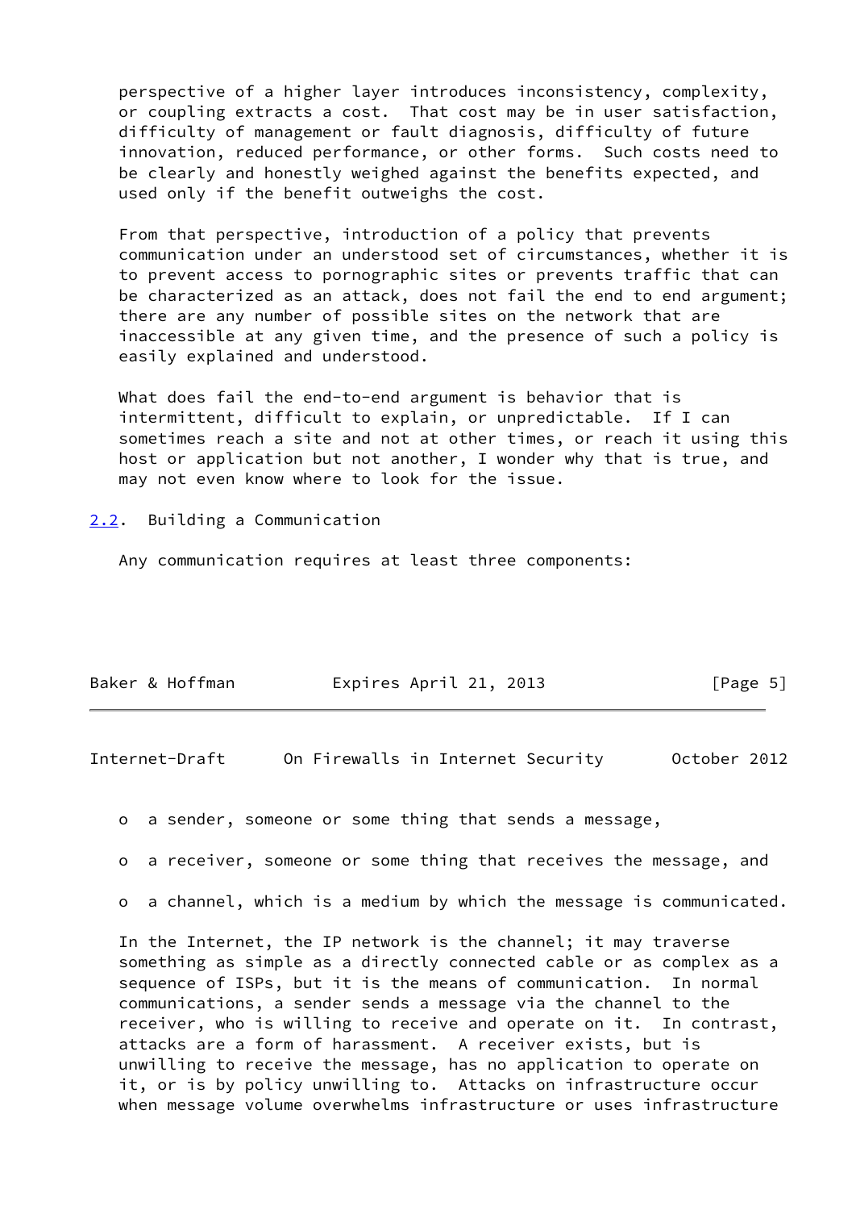perspective of a higher layer introduces inconsistency, complexity, or coupling extracts a cost. That cost may be in user satisfaction, difficulty of management or fault diagnosis, difficulty of future innovation, reduced performance, or other forms. Such costs need to be clearly and honestly weighed against the benefits expected, and used only if the benefit outweighs the cost.

From that perspective, introduction of a policy that prevents communication under an understood set of circumstances, whether it is to prevent access to pornographic sites or prevents traffic that can be characterized as an attack, does not fail the end to end argument; there are any number of possible sites on the network that are inaccessible at any given time, and the presence of such a policy is easily explained and understood.

What does fail the end-to-end argument is behavior that is intermittent, difficult to explain, or unpredictable. If I can sometimes reach a site and not at other times, or reach it using this host or application but not another, I wonder why that is true, and may not even know where to look for the issue.

## 2.2. Building a Communication

Any communication requires at least three components:

- a sender, someone or some thing that sends a message,
- a receiver, someone or some thing that receives the message, and
- a channel, which is a medium by which the message is communicated.

In the Internet, the IP network is the channel; it may traverse something as simple as a directly connected cable or as complex as a sequence of ISPs, but it is the means of communication. In normal communications, a sender sends a message via the channel to the receiver, who is willing to receive and operate on it. In contrast, attacks are a form of harassment. A receiver exists, but is unwilling to receive the message, has no application to operate on it, or is by policy unwilling to. Attacks on infrastructure occur when message volume overwhelms infrastructure or uses infrastructure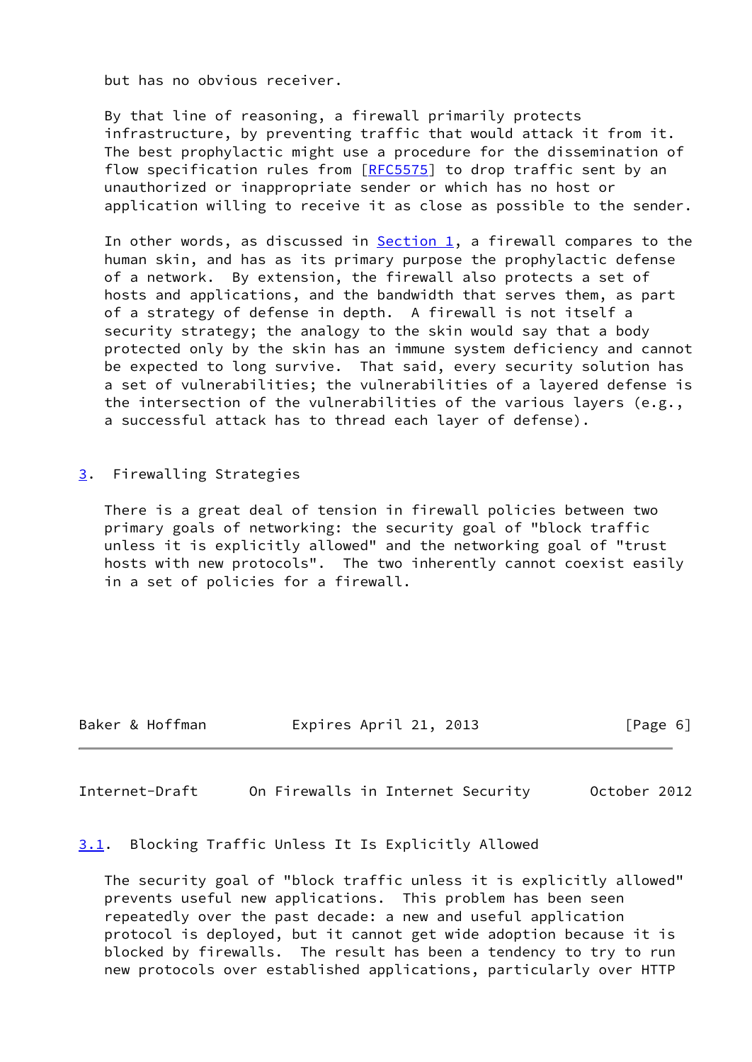but has no obvious receiver.

By that line of reasoning, a firewall primarily protects infrastructure, by preventing traffic that would attack it from it. The best prophylactic might use a procedure for the dissemination of flow specification rules from [RFC5575] to drop traffic sent by an unauthorized or inappropriate sender or which has no host or application willing to receive it as close as possible to the sender.

In other words, as discussed in Section 1, a firewall compares to the human skin, and has as its primary purpose the prophylactic defense of a network. By extension, the firewall also protects a set of hosts and applications, and the bandwidth that serves them, as part of a strategy of defense in depth. A firewall is not itself a security strategy; the analogy to the skin would say that a body protected only by the skin has an immune system deficiency and cannot be expected to long survive. That said, every security solution has a set of vulnerabilities; the vulnerabilities of a layered defense is the intersection of the vulnerabilities of the various layers (e.g., a successful attack has to thread each layer of defense).

## 3. Firewalling Strategies

There is a great deal of tension in firewall policies between two primary goals of networking: the security goal of "block traffic unless it is explicitly allowed" and the networking goal of "trust hosts with new protocols". The two inherently cannot coexist easily in a set of policies for a firewall.

### 3.1. Blocking Traffic Unless It Is Explicitly Allowed

The security goal of "block traffic unless it is explicitly allowed" prevents useful new applications. This problem has been seen repeatedly over the past decade: a new and useful application protocol is deployed, but it cannot get wide adoption because it is blocked by firewalls. The result has been a tendency to try to run new protocols over established applications, particularly over HTTP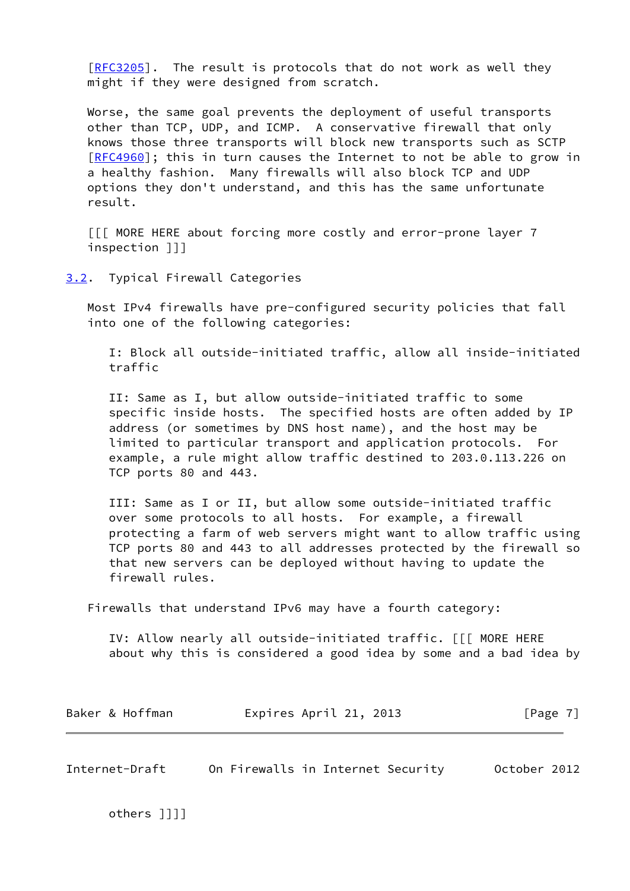[RFC3205]. The result is protocols that do not work as well they might if they were designed from scratch.

Worse, the same goal prevents the deployment of useful transports other than TCP, UDP, and ICMP. A conservative firewall that only knows those three transports will block new transports such as SCTP [RFC4960]; this in turn causes the Internet to not be able to grow in a healthy fashion. Many firewalls will also block TCP and UDP options they don't understand, and this has the same unfortunate result.

[[[ MORE HERE about forcing more costly and error-prone layer 7 inspection ]]]

### 3.2. Typical Firewall Categories

Most IPv4 firewalls have pre-configured security policies that fall into one of the following categories:

> I: Block all outside-initiated traffic, allow all inside-initiated traffic
>
> II: Same as I, but allow outside-initiated traffic to some specific inside hosts. The specified hosts are often added by IP address (or sometimes by DNS host name), and the host may be limited to particular transport and application protocols. For example, a rule might allow traffic destined to 203.0.113.226 on TCP ports 80 and 443.
>
> III: Same as I or II, but allow some outside-initiated traffic over some protocols to all hosts. For example, a firewall protecting a farm of web servers might want to allow traffic using TCP ports 80 and 443 to all addresses protected by the firewall so that new servers can be deployed without having to update the firewall rules.

Firewalls that understand IPv6 may have a fourth category:

> IV: Allow nearly all outside-initiated traffic. [[[ MORE HERE about why this is considered a good idea by some and a bad idea by others ]]]]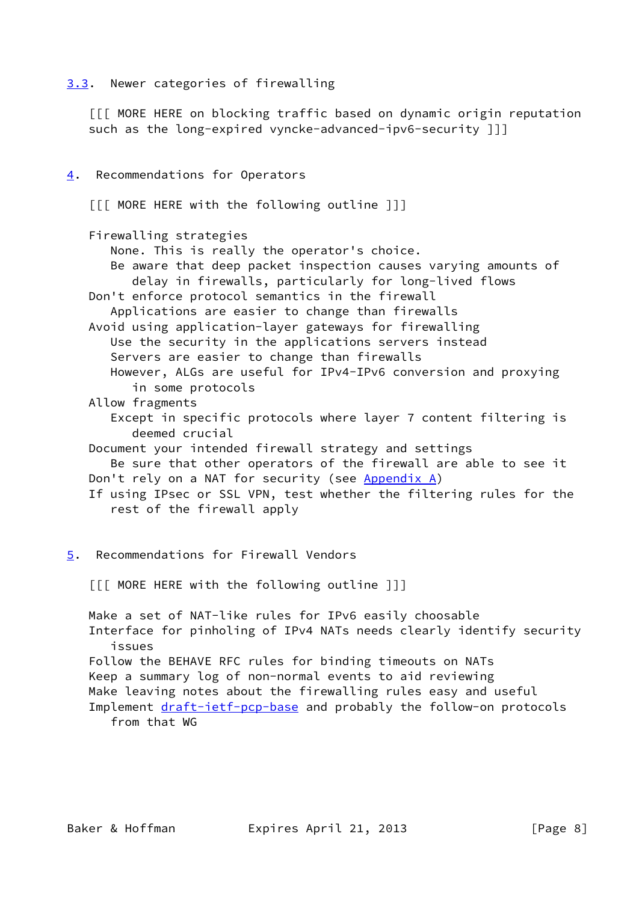### 3.3. Newer categories of firewalling

[[[ MORE HERE on blocking traffic based on dynamic origin reputation such as the long-expired vyncke-advanced-ipv6-security ]]]

## 4. Recommendations for Operators

[[[ MORE HERE with the following outline ]]]

- Firewalling strategies
  - None. This is really the operator's choice.
  - Be aware that deep packet inspection causes varying amounts of delay in firewalls, particularly for long-lived flows
- Don't enforce protocol semantics in the firewall
  - Applications are easier to change than firewalls
- Avoid using application-layer gateways for firewalling
  - Use the security in the applications servers instead
  - Servers are easier to change than firewalls
  - However, ALGs are useful for IPv4-IPv6 conversion and proxying in some protocols
- Allow fragments
  - Except in specific protocols where layer 7 content filtering is deemed crucial
- Document your intended firewall strategy and settings
  - Be sure that other operators of the firewall are able to see it
- Don't rely on a NAT for security (see Appendix A)
- If using IPsec or SSL VPN, test whether the filtering rules for the rest of the firewall apply

## 5. Recommendations for Firewall Vendors

[[[ MORE HERE with the following outline ]]]

- Make a set of NAT-like rules for IPv6 easily choosable
- Interface for pinholing of IPv4 NATs needs clearly identify security issues
- Follow the BEHAVE RFC rules for binding timeouts on NATs
- Keep a summary log of non-normal events to aid reviewing
- Make leaving notes about the firewalling rules easy and useful
- Implement draft-ietf-pcp-base and probably the follow-on protocols from that WG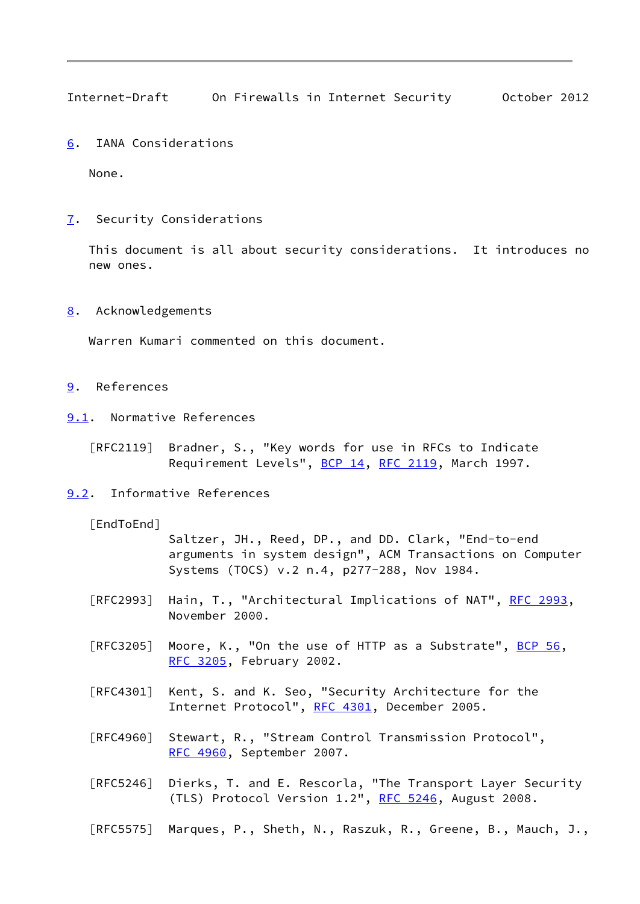## 6. IANA Considerations

None.

## 7. Security Considerations

This document is all about security considerations. It introduces no new ones.

## 8. Acknowledgements

Warren Kumari commented on this document.

## 9. References

### 9.1. Normative References

[RFC2119] Bradner, S., "Key words for use in RFCs to Indicate Requirement Levels", BCP 14, RFC 2119, March 1997.

### 9.2. Informative References

[EndToEnd] Saltzer, JH., Reed, DP., and DD. Clark, "End-to-end arguments in system design", ACM Transactions on Computer Systems (TOCS) v.2 n.4, p277-288, Nov 1984.

[RFC2993] Hain, T., "Architectural Implications of NAT", RFC 2993, November 2000.

[RFC3205] Moore, K., "On the use of HTTP as a Substrate", BCP 56, RFC 3205, February 2002.

[RFC4301] Kent, S. and K. Seo, "Security Architecture for the Internet Protocol", RFC 4301, December 2005.

[RFC4960] Stewart, R., "Stream Control Transmission Protocol", RFC 4960, September 2007.

[RFC5246] Dierks, T. and E. Rescorla, "The Transport Layer Security (TLS) Protocol Version 1.2", RFC 5246, August 2008.

[RFC5575] Marques, P., Sheth, N., Raszuk, R., Greene, B., Mauch, J.,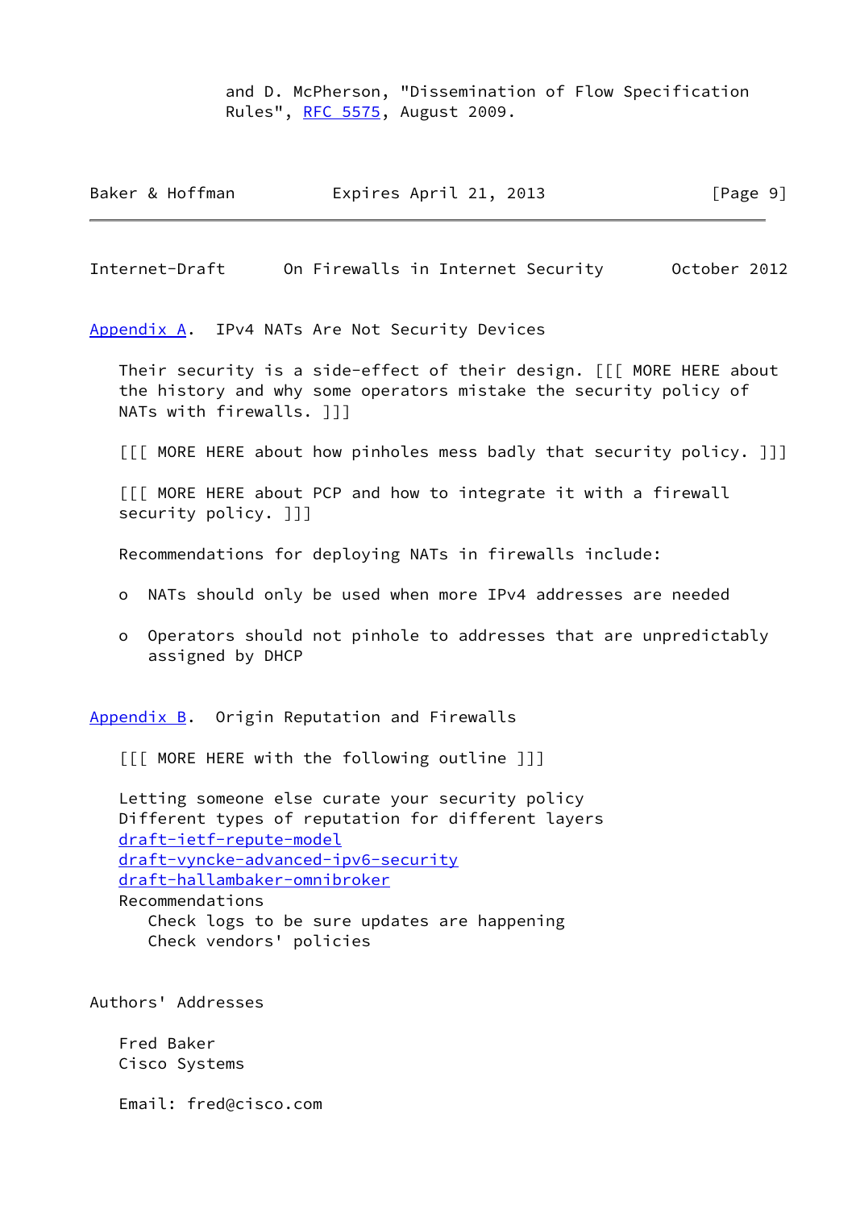and D. McPherson, "Dissemination of Flow Specification Rules", RFC 5575, August 2009.

## Appendix A. IPv4 NATs Are Not Security Devices

Their security is a side-effect of their design. [[[ MORE HERE about the history and why some operators mistake the security policy of NATs with firewalls. ]]]

[[[ MORE HERE about how pinholes mess badly that security policy. ]]]

[[[ MORE HERE about PCP and how to integrate it with a firewall security policy. ]]]

Recommendations for deploying NATs in firewalls include:

- NATs should only be used when more IPv4 addresses are needed
- Operators should not pinhole to addresses that are unpredictably assigned by DHCP

## Appendix B. Origin Reputation and Firewalls

[[[ MORE HERE with the following outline ]]]

Letting someone else curate your security policy
Different types of reputation for different layers
draft-ietf-repute-model
draft-vyncke-advanced-ipv6-security
draft-hallambaker-omnibroker
Recommendations
   Check logs to be sure updates are happening
   Check vendors' policies

## Authors' Addresses

Fred Baker
Cisco Systems

Email: fred@cisco.com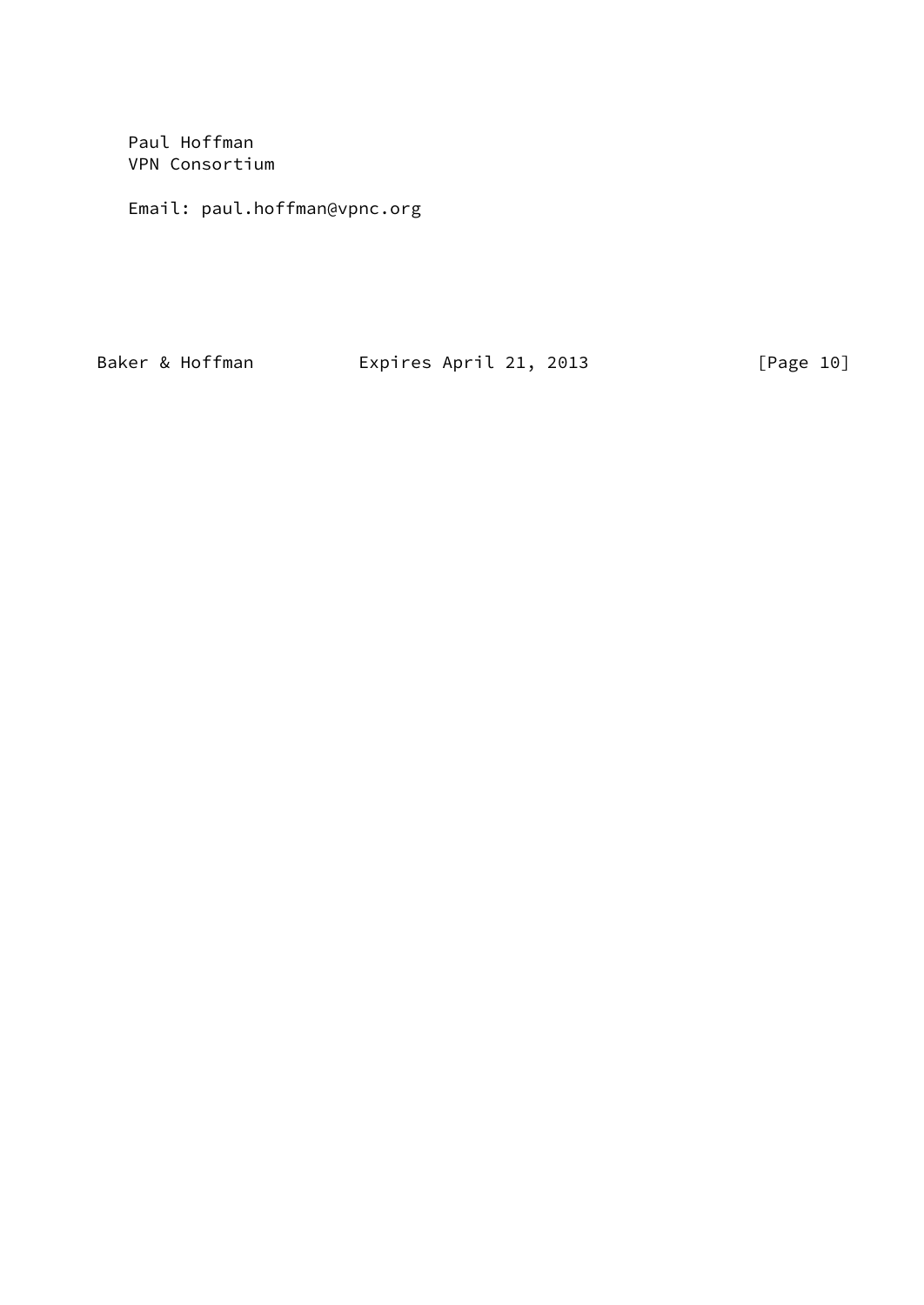Paul Hoffman
VPN Consortium

Email: paul.hoffman@vpnc.org